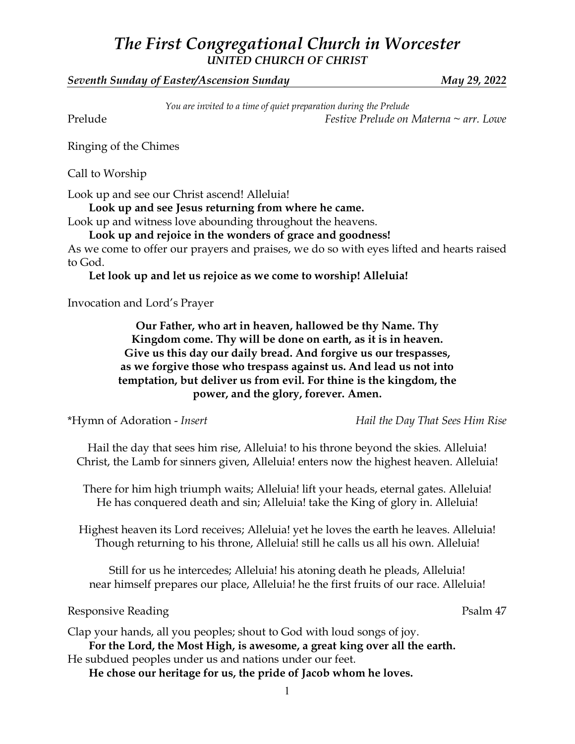# *The First Congregational Church in Worcester*

***UNITED CHURCH OF CHRIST***

***Seventh Sunday of Easter/Ascension Sunday*** ***May 29, 2022***

*You are invited to a time of quiet preparation during the Prelude*

Prelude *Festive Prelude on Materna ~ arr. Lowe*

Ringing of the Chimes

Call to Worship

Look up and see our Christ ascend! Alleluia!

**Look up and see Jesus returning from where he came.**

Look up and witness love abounding throughout the heavens.

**Look up and rejoice in the wonders of grace and goodness!**

As we come to offer our prayers and praises, we do so with eyes lifted and hearts raised to God.

**Let look up and let us rejoice as we come to worship! Alleluia!**

Invocation and Lord's Prayer

**Our Father, who art in heaven, hallowed be thy Name. Thy Kingdom come. Thy will be done on earth, as it is in heaven. Give us this day our daily bread. And forgive us our trespasses, as we forgive those who trespass against us. And lead us not into temptation, but deliver us from evil. For thine is the kingdom, the power, and the glory, forever. Amen.**

*Hymn of Adoration - *Insert* *Hail the Day That Sees Him Rise*

Hail the day that sees him rise, Alleluia! to his throne beyond the skies. Alleluia!
Christ, the Lamb for sinners given, Alleluia! enters now the highest heaven. Alleluia!

There for him high triumph waits; Alleluia! lift your heads, eternal gates. Alleluia!
He has conquered death and sin; Alleluia! take the King of glory in. Alleluia!

Highest heaven its Lord receives; Alleluia! yet he loves the earth he leaves. Alleluia!
Though returning to his throne, Alleluia! still he calls us all his own. Alleluia!

Still for us he intercedes; Alleluia! his atoning death he pleads, Alleluia!
near himself prepares our place, Alleluia! he the first fruits of our race. Alleluia!

Responsive Reading Psalm 47

Clap your hands, all you peoples; shout to God with loud songs of joy.

**For the Lord, the Most High, is awesome, a great king over all the earth.**

He subdued peoples under us and nations under our feet.

**He chose our heritage for us, the pride of Jacob whom he loves.**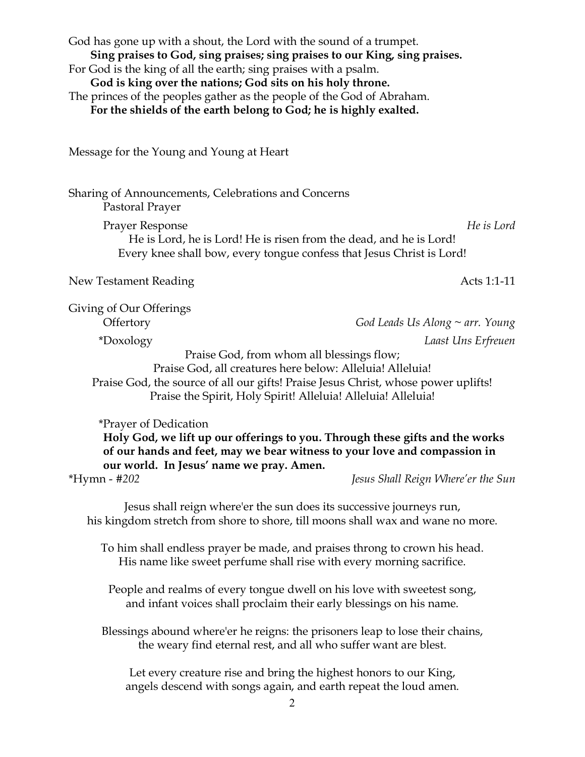God has gone up with a shout, the Lord with the sound of a trumpet.
**Sing praises to God, sing praises; sing praises to our King, sing praises.**
For God is the king of all the earth; sing praises with a psalm.
**God is king over the nations; God sits on his holy throne.**
The princes of the peoples gather as the people of the God of Abraham.
**For the shields of the earth belong to God; he is highly exalted.**

Message for the Young and Young at Heart

Sharing of Announcements, Celebrations and Concerns
Pastoral Prayer

Prayer Response *He is Lord*

He is Lord, he is Lord! He is risen from the dead, and he is Lord!
Every knee shall bow, every tongue confess that Jesus Christ is Lord!

New Testament Reading Acts 1:1-11

Giving of Our Offerings
Offertory *God Leads Us Along ~ arr. Young*

*Doxology *Laast Uns Erfreuen*

Praise God, from whom all blessings flow;
Praise God, all creatures here below: Alleluia! Alleluia!
Praise God, the source of all our gifts! Praise Jesus Christ, whose power uplifts!
Praise the Spirit, Holy Spirit! Alleluia! Alleluia! Alleluia!

*Prayer of Dedication
**Holy God, we lift up our offerings to you. Through these gifts and the works of our hands and feet, may we bear witness to your love and compassion in our world. In Jesus' name we pray. Amen.**

*Hymn - #*202* *Jesus Shall Reign Where'er the Sun*

Jesus shall reign where'er the sun does its successive journeys run,
his kingdom stretch from shore to shore, till moons shall wax and wane no more.

To him shall endless prayer be made, and praises throng to crown his head.
His name like sweet perfume shall rise with every morning sacrifice.

People and realms of every tongue dwell on his love with sweetest song,
and infant voices shall proclaim their early blessings on his name.

Blessings abound where'er he reigns: the prisoners leap to lose their chains,
the weary find eternal rest, and all who suffer want are blest.

Let every creature rise and bring the highest honors to our King,
angels descend with songs again, and earth repeat the loud amen.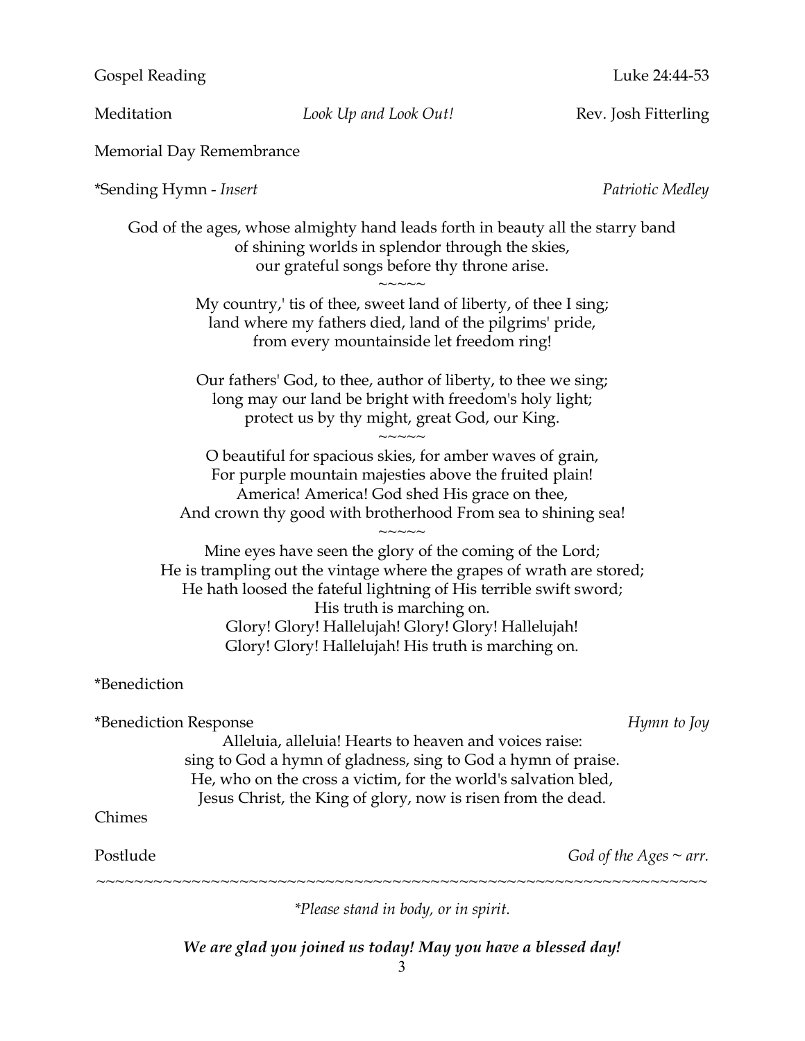Gospel Reading Luke 24:44-53

Meditation *Look Up and Look Out!* Rev. Josh Fitterling

Memorial Day Remembrance

*Sending Hymn - *Insert* *Patriotic Medley*

God of the ages, whose almighty hand leads forth in beauty all the starry band
of shining worlds in splendor through the skies,
our grateful songs before thy throne arise.

~~~~~

My country,' tis of thee, sweet land of liberty, of thee I sing;
land where my fathers died, land of the pilgrims' pride,
from every mountainside let freedom ring!

Our fathers' God, to thee, author of liberty, to thee we sing;
long may our land be bright with freedom's holy light;
protect us by thy might, great God, our King.

~~~~~

O beautiful for spacious skies, for amber waves of grain,
For purple mountain majesties above the fruited plain!
America! America! God shed His grace on thee,
And crown thy good with brotherhood From sea to shining sea!

~~~~~

Mine eyes have seen the glory of the coming of the Lord;
He is trampling out the vintage where the grapes of wrath are stored;
He hath loosed the fateful lightning of His terrible swift sword;
His truth is marching on.
Glory! Glory! Hallelujah! Glory! Glory! Hallelujah!
Glory! Glory! Hallelujah! His truth is marching on.

*Benediction

*Benediction Response *Hymn to Joy*

Alleluia, alleluia! Hearts to heaven and voices raise:
sing to God a hymn of gladness, sing to God a hymn of praise.
He, who on the cross a victim, for the world's salvation bled,
Jesus Christ, the King of glory, now is risen from the dead.

Chimes

Postlude *God of the Ages ~ arr.*

~~~~~~~~~~~~~~~~~~~~~~~~~~~~~~~~~~~~~~~~~~~~~~~~~~~~~~~~~~~~~~~~

*\*Please stand in body, or in spirit.*

***We are glad you joined us today! May you have a blessed day!***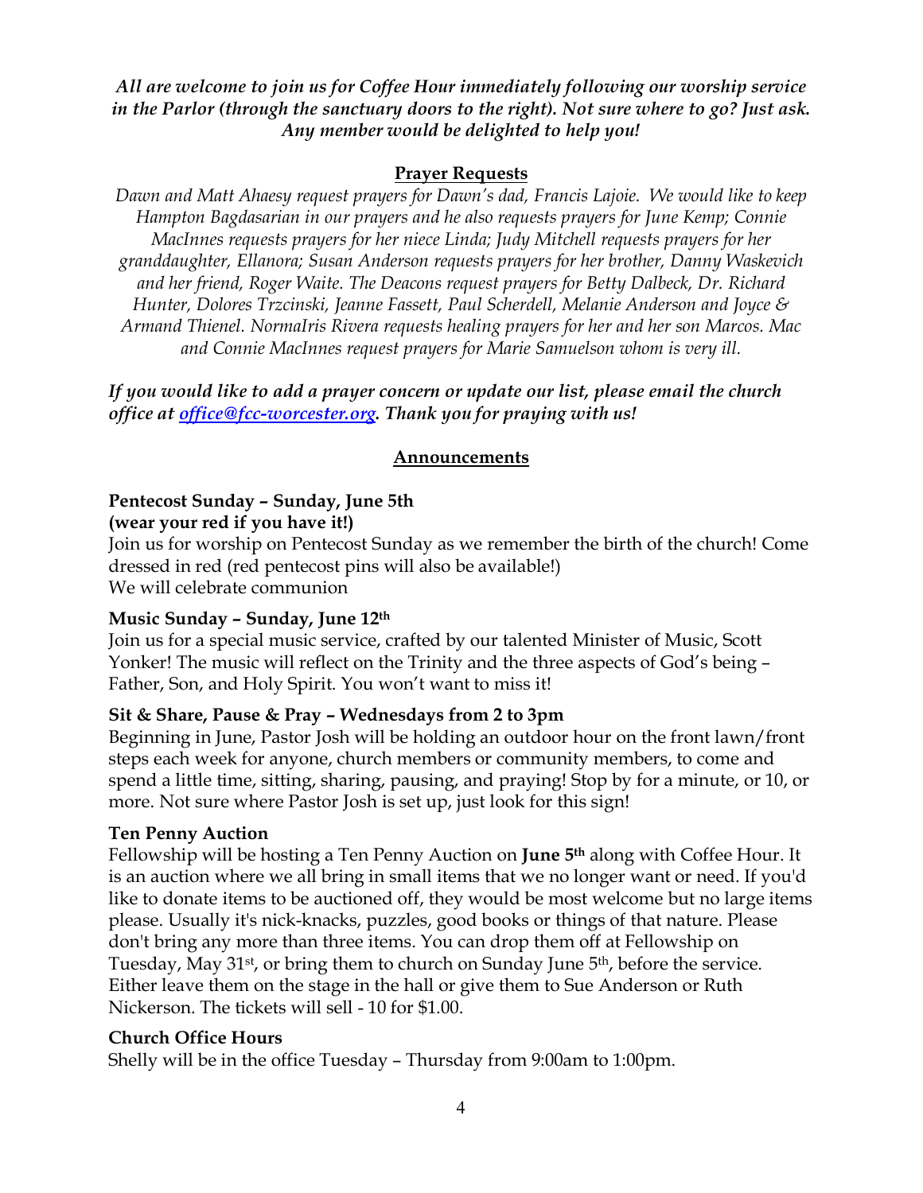***All are welcome to join us for Coffee Hour immediately following our worship service in the Parlor (through the sanctuary doors to the right). Not sure where to go? Just ask. Any member would be delighted to help you!***

## Prayer Requests

*Dawn and Matt Ahaesy request prayers for Dawn's dad, Francis Lajoie. We would like to keep Hampton Bagdasarian in our prayers and he also requests prayers for June Kemp; Connie MacInnes requests prayers for her niece Linda; Judy Mitchell requests prayers for her granddaughter, Ellanora; Susan Anderson requests prayers for her brother, Danny Waskevich and her friend, Roger Waite. The Deacons request prayers for Betty Dalbeck, Dr. Richard Hunter, Dolores Trzcinski, Jeanne Fassett, Paul Scherdell, Melanie Anderson and Joyce & Armand Thienel. NormaIris Rivera requests healing prayers for her and her son Marcos. Mac and Connie MacInnes request prayers for Marie Samuelson whom is very ill.*

***If you would like to add a prayer concern or update our list, please email the church office at office@fcc-worcester.org. Thank you for praying with us!***

## Announcements

**Pentecost Sunday – Sunday, June 5th**
**(wear your red if you have it!)**
Join us for worship on Pentecost Sunday as we remember the birth of the church! Come dressed in red (red pentecost pins will also be available!)
We will celebrate communion

**Music Sunday – Sunday, June 12th**
Join us for a special music service, crafted by our talented Minister of Music, Scott Yonker! The music will reflect on the Trinity and the three aspects of God's being – Father, Son, and Holy Spirit. You won't want to miss it!

**Sit & Share, Pause & Pray – Wednesdays from 2 to 3pm**
Beginning in June, Pastor Josh will be holding an outdoor hour on the front lawn/front steps each week for anyone, church members or community members, to come and spend a little time, sitting, sharing, pausing, and praying! Stop by for a minute, or 10, or more. Not sure where Pastor Josh is set up, just look for this sign!

**Ten Penny Auction**
Fellowship will be hosting a Ten Penny Auction on **June 5th** along with Coffee Hour. It is an auction where we all bring in small items that we no longer want or need. If you'd like to donate items to be auctioned off, they would be most welcome but no large items please. Usually it's nick-knacks, puzzles, good books or things of that nature. Please don't bring any more than three items. You can drop them off at Fellowship on Tuesday, May 31st, or bring them to church on Sunday June 5th, before the service. Either leave them on the stage in the hall or give them to Sue Anderson or Ruth Nickerson. The tickets will sell - 10 for $1.00.

**Church Office Hours**
Shelly will be in the office Tuesday – Thursday from 9:00am to 1:00pm.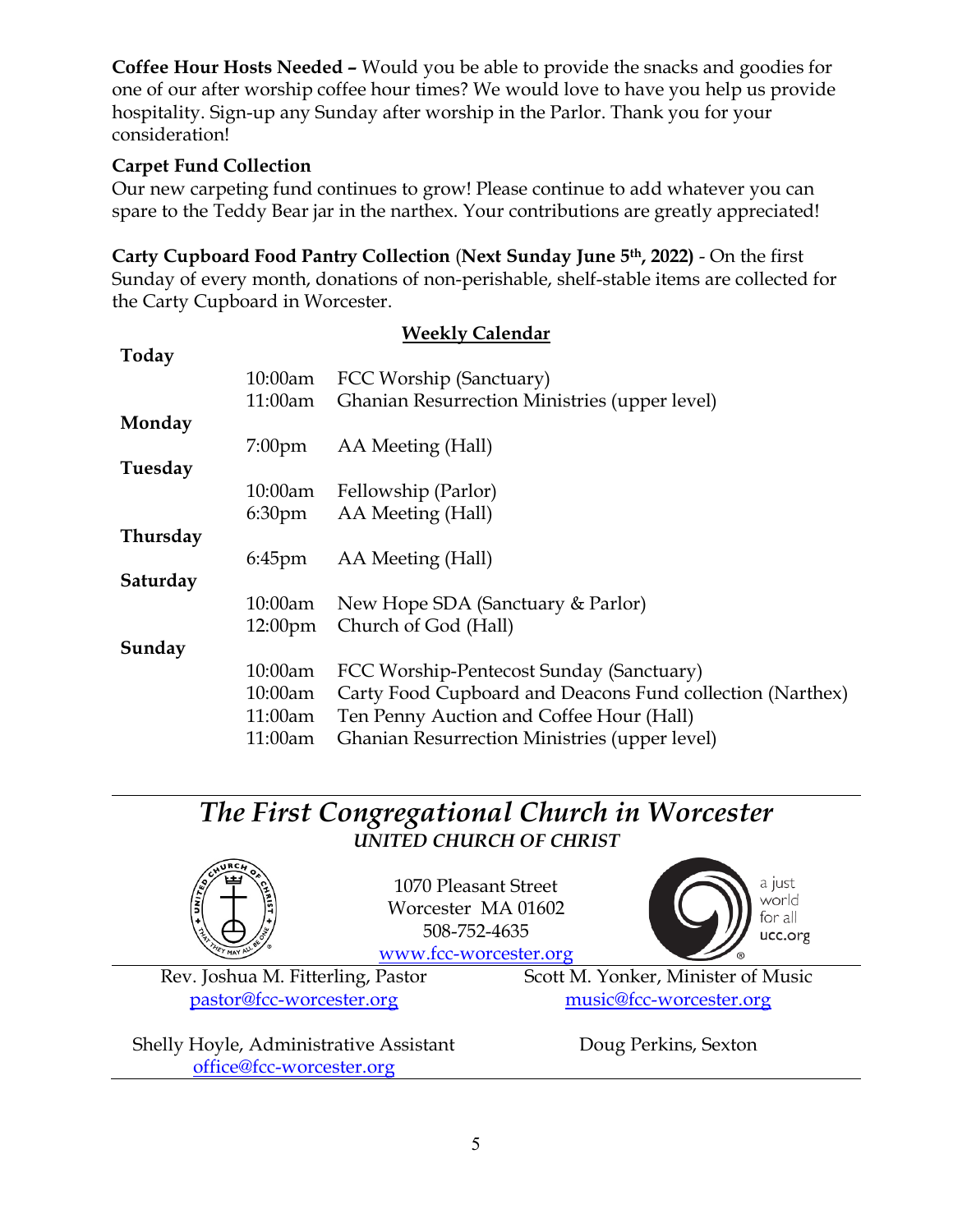**Coffee Hour Hosts Needed –** Would you be able to provide the snacks and goodies for one of our after worship coffee hour times? We would love to have you help us provide hospitality. Sign-up any Sunday after worship in the Parlor. Thank you for your consideration!

**Carpet Fund Collection**
Our new carpeting fund continues to grow! Please continue to add whatever you can spare to the Teddy Bear jar in the narthex. Your contributions are greatly appreciated!

**Carty Cupboard Food Pantry Collection** (**Next Sunday June 5th, 2022)** - On the first Sunday of every month, donations of non-perishable, shelf-stable items are collected for the Carty Cupboard in Worcester.

## Weekly Calendar

| | | |
|---|---|---|
| **Today** | | |
| | 10:00am | FCC Worship (Sanctuary) |
| | 11:00am | Ghanian Resurrection Ministries (upper level) |
| **Monday** | | |
| | 7:00pm | AA Meeting (Hall) |
| **Tuesday** | | |
| | 10:00am | Fellowship (Parlor) |
| | 6:30pm | AA Meeting (Hall) |
| **Thursday** | | |
| | 6:45pm | AA Meeting (Hall) |
| **Saturday** | | |
| | 10:00am | New Hope SDA (Sanctuary & Parlor) |
| | 12:00pm | Church of God (Hall) |
| **Sunday** | | |
| | 10:00am | FCC Worship-Pentecost Sunday (Sanctuary) |
| | 10:00am | Carty Food Cupboard and Deacons Fund collection (Narthex) |
| | 11:00am | Ten Penny Auction and Coffee Hour (Hall) |
| | 11:00am | Ghanian Resurrection Ministries (upper level) |

# *The First Congregational Church in Worcester*

***UNITED CHURCH OF CHRIST***

1070 Pleasant Street
Worcester MA 01602
508-752-4635
www.fcc-worcester.org

a just world for all
ucc.org

Rev. Joshua M. Fitterling, Pastor
pastor@fcc-worcester.org

Scott M. Yonker, Minister of Music
music@fcc-worcester.org

Shelly Hoyle, Administrative Assistant
office@fcc-worcester.org

Doug Perkins, Sexton